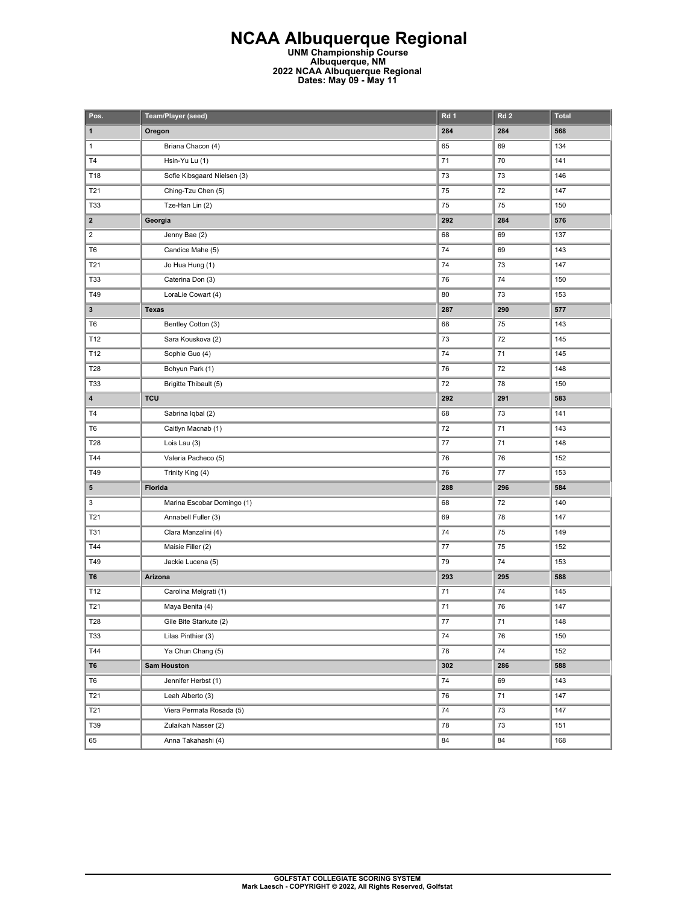# NCAA Albuquerque Regional

**UNM Championship Course**
**Albuquerque, NM**
**2022 NCAA Albuquerque Regional**
**Dates: May 09 - May 11**

| Pos. | Team/Player (seed) | Rd 1 | Rd 2 | Total |
|---|---|---|---|---|
| **1** | **Oregon** | **284** | **284** | **568** |
| 1 | Briana Chacon (4) | 65 | 69 | 134 |
| T4 | Hsin-Yu Lu (1) | 71 | 70 | 141 |
| T18 | Sofie Kibsgaard Nielsen (3) | 73 | 73 | 146 |
| T21 | Ching-Tzu Chen (5) | 75 | 72 | 147 |
| T33 | Tze-Han Lin (2) | 75 | 75 | 150 |
| **2** | **Georgia** | **292** | **284** | **576** |
| 2 | Jenny Bae (2) | 68 | 69 | 137 |
| T6 | Candice Mahe (5) | 74 | 69 | 143 |
| T21 | Jo Hua Hung (1) | 74 | 73 | 147 |
| T33 | Caterina Don (3) | 76 | 74 | 150 |
| T49 | LoraLie Cowart (4) | 80 | 73 | 153 |
| **3** | **Texas** | **287** | **290** | **577** |
| T6 | Bentley Cotton (3) | 68 | 75 | 143 |
| T12 | Sara Kouskova (2) | 73 | 72 | 145 |
| T12 | Sophie Guo (4) | 74 | 71 | 145 |
| T28 | Bohyun Park (1) | 76 | 72 | 148 |
| T33 | Brigitte Thibault (5) | 72 | 78 | 150 |
| **4** | **TCU** | **292** | **291** | **583** |
| T4 | Sabrina Iqbal (2) | 68 | 73 | 141 |
| T6 | Caitlyn Macnab (1) | 72 | 71 | 143 |
| T28 | Lois Lau (3) | 77 | 71 | 148 |
| T44 | Valeria Pacheco (5) | 76 | 76 | 152 |
| T49 | Trinity King (4) | 76 | 77 | 153 |
| **5** | **Florida** | **288** | **296** | **584** |
| 3 | Marina Escobar Domingo (1) | 68 | 72 | 140 |
| T21 | Annabell Fuller (3) | 69 | 78 | 147 |
| T31 | Clara Manzalini (4) | 74 | 75 | 149 |
| T44 | Maisie Filler (2) | 77 | 75 | 152 |
| T49 | Jackie Lucena (5) | 79 | 74 | 153 |
| **T6** | **Arizona** | **293** | **295** | **588** |
| T12 | Carolina Melgrati (1) | 71 | 74 | 145 |
| T21 | Maya Benita (4) | 71 | 76 | 147 |
| T28 | Gile Bite Starkute (2) | 77 | 71 | 148 |
| T33 | Lilas Pinthier (3) | 74 | 76 | 150 |
| T44 | Ya Chun Chang (5) | 78 | 74 | 152 |
| **T6** | **Sam Houston** | **302** | **286** | **588** |
| T6 | Jennifer Herbst (1) | 74 | 69 | 143 |
| T21 | Leah Alberto (3) | 76 | 71 | 147 |
| T21 | Viera Permata Rosada (5) | 74 | 73 | 147 |
| T39 | Zulaikah Nasser (2) | 78 | 73 | 151 |
| 65 | Anna Takahashi (4) | 84 | 84 | 168 |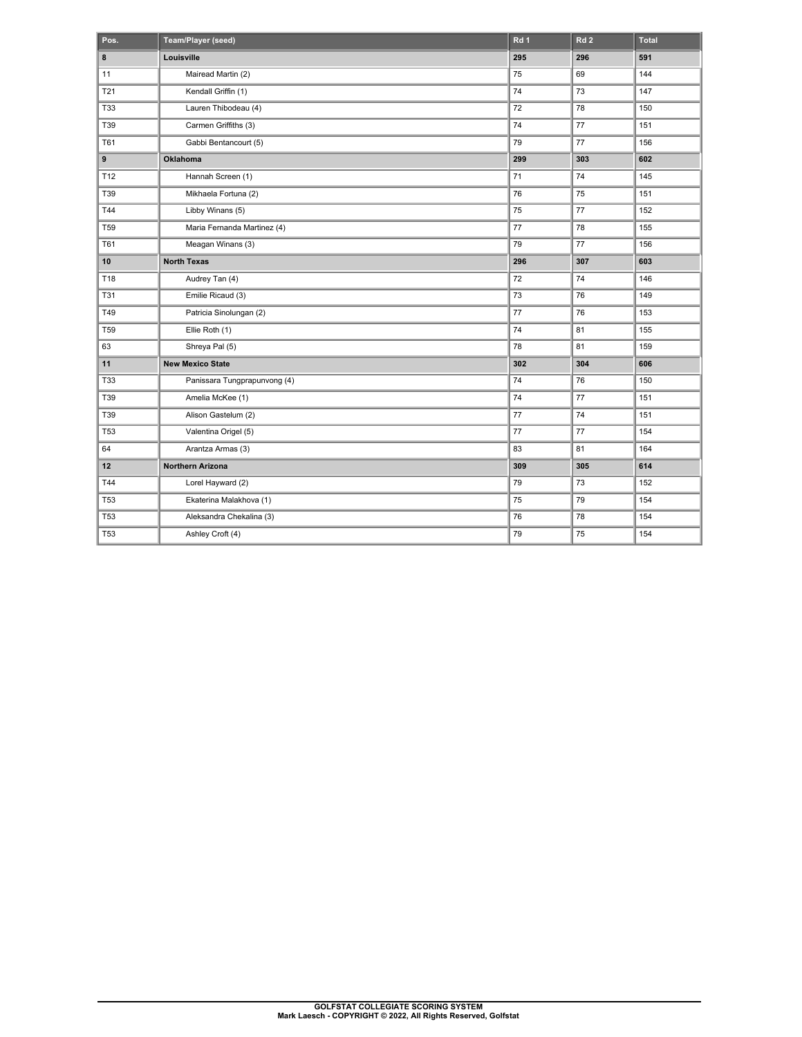| Pos. | Team/Player (seed) | Rd 1 | Rd 2 | Total |
| --- | --- | --- | --- | --- |
| **8** | **Louisville** | **295** | **296** | **591** |
| 11 | Mairead Martin (2) | 75 | 69 | 144 |
| T21 | Kendall Griffin (1) | 74 | 73 | 147 |
| T33 | Lauren Thibodeau (4) | 72 | 78 | 150 |
| T39 | Carmen Griffiths (3) | 74 | 77 | 151 |
| T61 | Gabbi Bentancourt (5) | 79 | 77 | 156 |
| **9** | **Oklahoma** | **299** | **303** | **602** |
| T12 | Hannah Screen (1) | 71 | 74 | 145 |
| T39 | Mikhaela Fortuna (2) | 76 | 75 | 151 |
| T44 | Libby Winans (5) | 75 | 77 | 152 |
| T59 | Maria Fernanda Martinez (4) | 77 | 78 | 155 |
| T61 | Meagan Winans (3) | 79 | 77 | 156 |
| **10** | **North Texas** | **296** | **307** | **603** |
| T18 | Audrey Tan (4) | 72 | 74 | 146 |
| T31 | Emilie Ricaud (3) | 73 | 76 | 149 |
| T49 | Patricia Sinolungan (2) | 77 | 76 | 153 |
| T59 | Ellie Roth (1) | 74 | 81 | 155 |
| 63 | Shreya Pal (5) | 78 | 81 | 159 |
| **11** | **New Mexico State** | **302** | **304** | **606** |
| T33 | Panissara Tungprapunvong (4) | 74 | 76 | 150 |
| T39 | Amelia McKee (1) | 74 | 77 | 151 |
| T39 | Alison Gastelum (2) | 77 | 74 | 151 |
| T53 | Valentina Origel (5) | 77 | 77 | 154 |
| 64 | Arantza Armas (3) | 83 | 81 | 164 |
| **12** | **Northern Arizona** | **309** | **305** | **614** |
| T44 | Lorel Hayward (2) | 79 | 73 | 152 |
| T53 | Ekaterina Malakhova (1) | 75 | 79 | 154 |
| T53 | Aleksandra Chekalina (3) | 76 | 78 | 154 |
| T53 | Ashley Croft (4) | 79 | 75 | 154 |

**GOLFSTAT COLLEGIATE SCORING SYSTEM**
**Mark Laesch - COPYRIGHT © 2022, All Rights Reserved, Golfstat**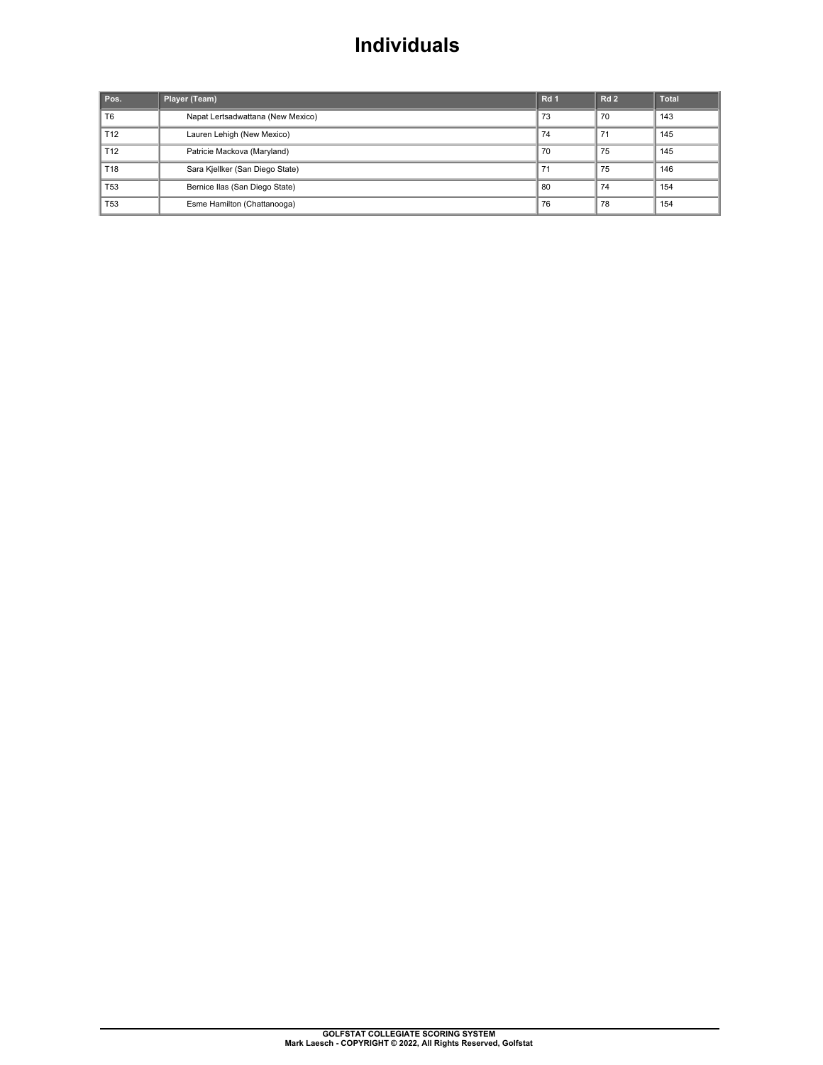# Individuals

| Pos. | Player (Team) | Rd 1 | Rd 2 | Total |
|---|---|---|---|---|
| T6 | Napat Lertsadwattana (New Mexico) | 73 | 70 | 143 |
| T12 | Lauren Lehigh (New Mexico) | 74 | 71 | 145 |
| T12 | Patricie Mackova (Maryland) | 70 | 75 | 145 |
| T18 | Sara Kjellker (San Diego State) | 71 | 75 | 146 |
| T53 | Bernice Ilas (San Diego State) | 80 | 74 | 154 |
| T53 | Esme Hamilton (Chattanooga) | 76 | 78 | 154 |

**GOLFSTAT COLLEGIATE SCORING SYSTEM**
**Mark Laesch - COPYRIGHT © 2022, All Rights Reserved, Golfstat**